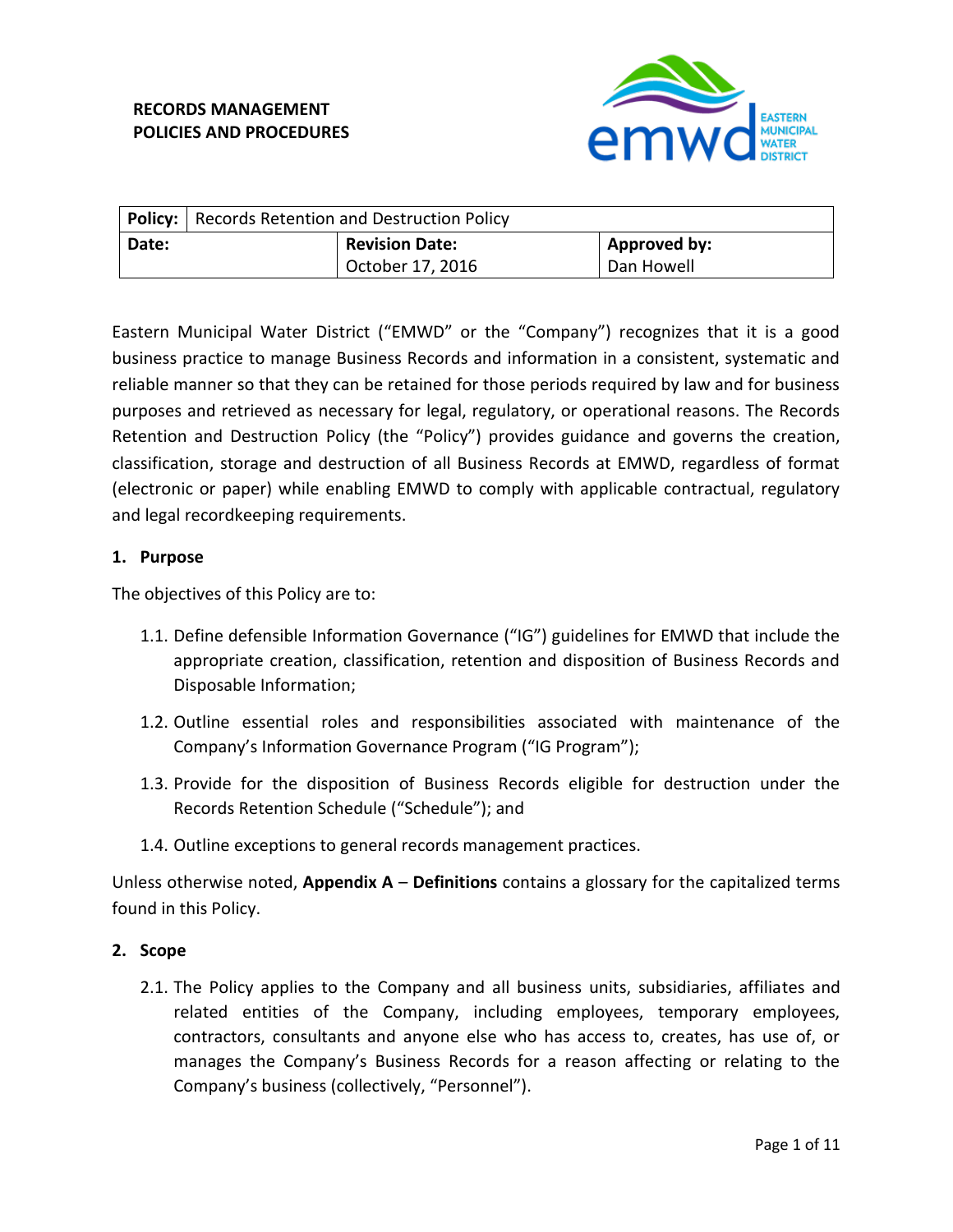**RECORDS MANAGEMENT**
**POLICIES AND PROCEDURES**

| **Policy:** | Records Retention and Destruction Policy | |
|---|---|---|
| **Date:** | **Revision Date:** October 17, 2016 | **Approved by:** Dan Howell |

Eastern Municipal Water District ("EMWD" or the "Company") recognizes that it is a good business practice to manage Business Records and information in a consistent, systematic and reliable manner so that they can be retained for those periods required by law and for business purposes and retrieved as necessary for legal, regulatory, or operational reasons. The Records Retention and Destruction Policy (the "Policy") provides guidance and governs the creation, classification, storage and destruction of all Business Records at EMWD, regardless of format (electronic or paper) while enabling EMWD to comply with applicable contractual, regulatory and legal recordkeeping requirements.

## 1. Purpose

The objectives of this Policy are to:

1.1. Define defensible Information Governance ("IG") guidelines for EMWD that include the appropriate creation, classification, retention and disposition of Business Records and Disposable Information;

1.2. Outline essential roles and responsibilities associated with maintenance of the Company's Information Governance Program ("IG Program");

1.3. Provide for the disposition of Business Records eligible for destruction under the Records Retention Schedule ("Schedule"); and

1.4. Outline exceptions to general records management practices.

Unless otherwise noted, **Appendix A** – **Definitions** contains a glossary for the capitalized terms found in this Policy.

## 2. Scope

2.1. The Policy applies to the Company and all business units, subsidiaries, affiliates and related entities of the Company, including employees, temporary employees, contractors, consultants and anyone else who has access to, creates, has use of, or manages the Company's Business Records for a reason affecting or relating to the Company's business (collectively, "Personnel").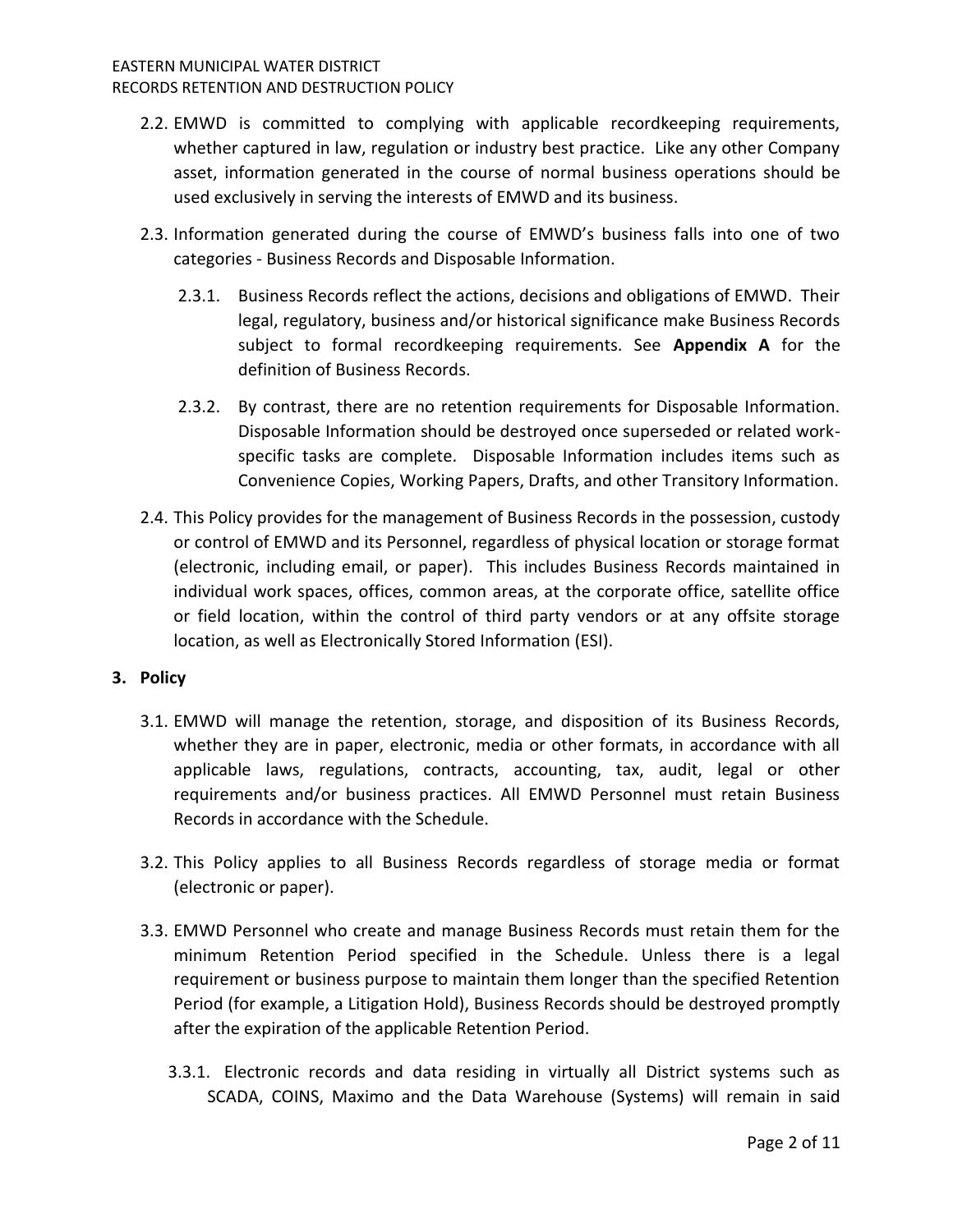2.2. EMWD is committed to complying with applicable recordkeeping requirements, whether captured in law, regulation or industry best practice. Like any other Company asset, information generated in the course of normal business operations should be used exclusively in serving the interests of EMWD and its business.

2.3. Information generated during the course of EMWD's business falls into one of two categories - Business Records and Disposable Information.

2.3.1. Business Records reflect the actions, decisions and obligations of EMWD. Their legal, regulatory, business and/or historical significance make Business Records subject to formal recordkeeping requirements. See **Appendix A** for the definition of Business Records.

2.3.2. By contrast, there are no retention requirements for Disposable Information. Disposable Information should be destroyed once superseded or related work-specific tasks are complete. Disposable Information includes items such as Convenience Copies, Working Papers, Drafts, and other Transitory Information.

2.4. This Policy provides for the management of Business Records in the possession, custody or control of EMWD and its Personnel, regardless of physical location or storage format (electronic, including email, or paper). This includes Business Records maintained in individual work spaces, offices, common areas, at the corporate office, satellite office or field location, within the control of third party vendors or at any offsite storage location, as well as Electronically Stored Information (ESI).

## 3. Policy

3.1. EMWD will manage the retention, storage, and disposition of its Business Records, whether they are in paper, electronic, media or other formats, in accordance with all applicable laws, regulations, contracts, accounting, tax, audit, legal or other requirements and/or business practices. All EMWD Personnel must retain Business Records in accordance with the Schedule.

3.2. This Policy applies to all Business Records regardless of storage media or format (electronic or paper).

3.3. EMWD Personnel who create and manage Business Records must retain them for the minimum Retention Period specified in the Schedule. Unless there is a legal requirement or business purpose to maintain them longer than the specified Retention Period (for example, a Litigation Hold), Business Records should be destroyed promptly after the expiration of the applicable Retention Period.

3.3.1. Electronic records and data residing in virtually all District systems such as SCADA, COINS, Maximo and the Data Warehouse (Systems) will remain in said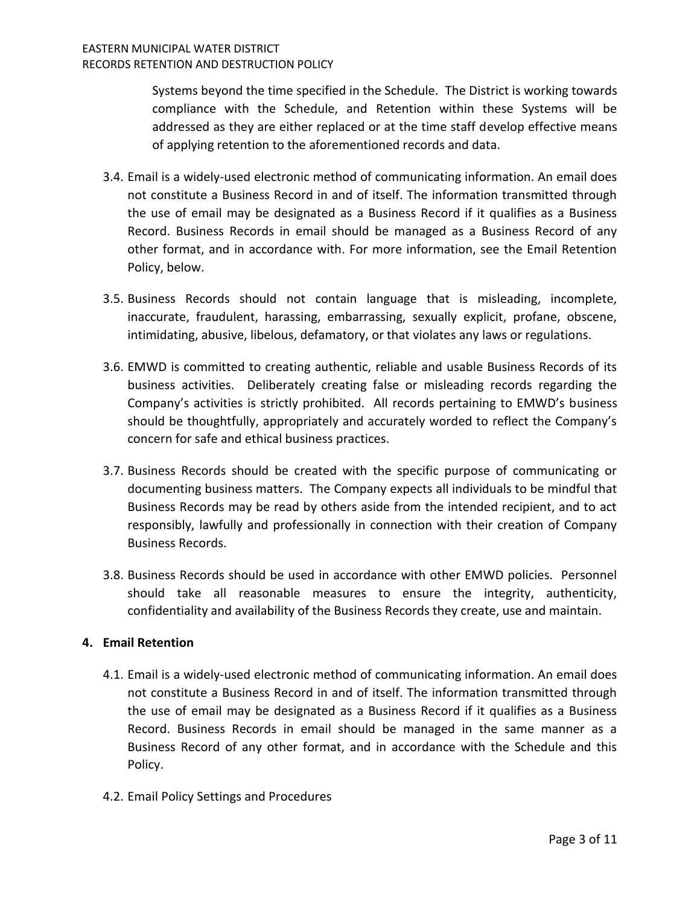Systems beyond the time specified in the Schedule. The District is working towards compliance with the Schedule, and Retention within these Systems will be addressed as they are either replaced or at the time staff develop effective means of applying retention to the aforementioned records and data.

3.4. Email is a widely-used electronic method of communicating information. An email does not constitute a Business Record in and of itself. The information transmitted through the use of email may be designated as a Business Record if it qualifies as a Business Record. Business Records in email should be managed as a Business Record of any other format, and in accordance with. For more information, see the Email Retention Policy, below.

3.5. Business Records should not contain language that is misleading, incomplete, inaccurate, fraudulent, harassing, embarrassing, sexually explicit, profane, obscene, intimidating, abusive, libelous, defamatory, or that violates any laws or regulations.

3.6. EMWD is committed to creating authentic, reliable and usable Business Records of its business activities. Deliberately creating false or misleading records regarding the Company's activities is strictly prohibited. All records pertaining to EMWD's business should be thoughtfully, appropriately and accurately worded to reflect the Company's concern for safe and ethical business practices.

3.7. Business Records should be created with the specific purpose of communicating or documenting business matters. The Company expects all individuals to be mindful that Business Records may be read by others aside from the intended recipient, and to act responsibly, lawfully and professionally in connection with their creation of Company Business Records.

3.8. Business Records should be used in accordance with other EMWD policies. Personnel should take all reasonable measures to ensure the integrity, authenticity, confidentiality and availability of the Business Records they create, use and maintain.

## 4. Email Retention

4.1. Email is a widely-used electronic method of communicating information. An email does not constitute a Business Record in and of itself. The information transmitted through the use of email may be designated as a Business Record if it qualifies as a Business Record. Business Records in email should be managed in the same manner as a Business Record of any other format, and in accordance with the Schedule and this Policy.

4.2. Email Policy Settings and Procedures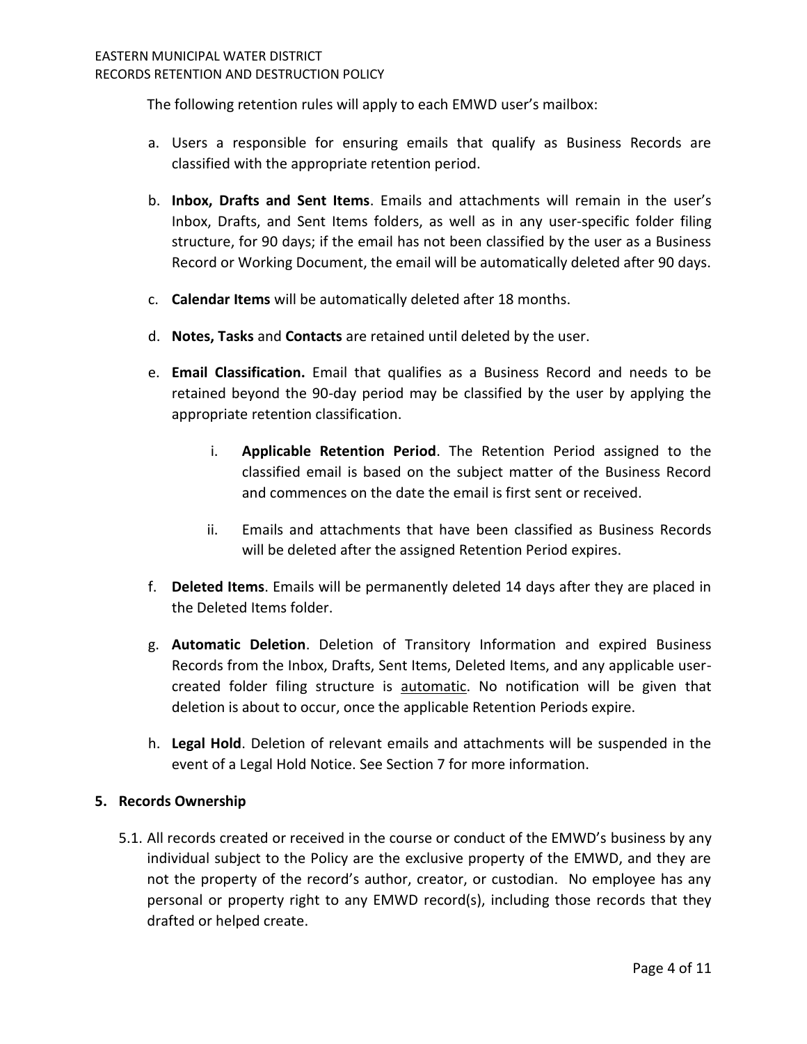The following retention rules will apply to each EMWD user's mailbox:

a. Users a responsible for ensuring emails that qualify as Business Records are classified with the appropriate retention period.

b. **Inbox, Drafts and Sent Items**. Emails and attachments will remain in the user's Inbox, Drafts, and Sent Items folders, as well as in any user-specific folder filing structure, for 90 days; if the email has not been classified by the user as a Business Record or Working Document, the email will be automatically deleted after 90 days.

c. **Calendar Items** will be automatically deleted after 18 months.

d. **Notes, Tasks** and **Contacts** are retained until deleted by the user.

e. **Email Classification.** Email that qualifies as a Business Record and needs to be retained beyond the 90-day period may be classified by the user by applying the appropriate retention classification.

    i. **Applicable Retention Period**. The Retention Period assigned to the classified email is based on the subject matter of the Business Record and commences on the date the email is first sent or received.

    ii. Emails and attachments that have been classified as Business Records will be deleted after the assigned Retention Period expires.

f. **Deleted Items**. Emails will be permanently deleted 14 days after they are placed in the Deleted Items folder.

g. **Automatic Deletion**. Deletion of Transitory Information and expired Business Records from the Inbox, Drafts, Sent Items, Deleted Items, and any applicable user-created folder filing structure is <u>automatic</u>. No notification will be given that deletion is about to occur, once the applicable Retention Periods expire.

h. **Legal Hold**. Deletion of relevant emails and attachments will be suspended in the event of a Legal Hold Notice. See Section 7 for more information.

## 5. Records Ownership

5.1. All records created or received in the course or conduct of the EMWD's business by any individual subject to the Policy are the exclusive property of the EMWD, and they are not the property of the record's author, creator, or custodian. No employee has any personal or property right to any EMWD record(s), including those records that they drafted or helped create.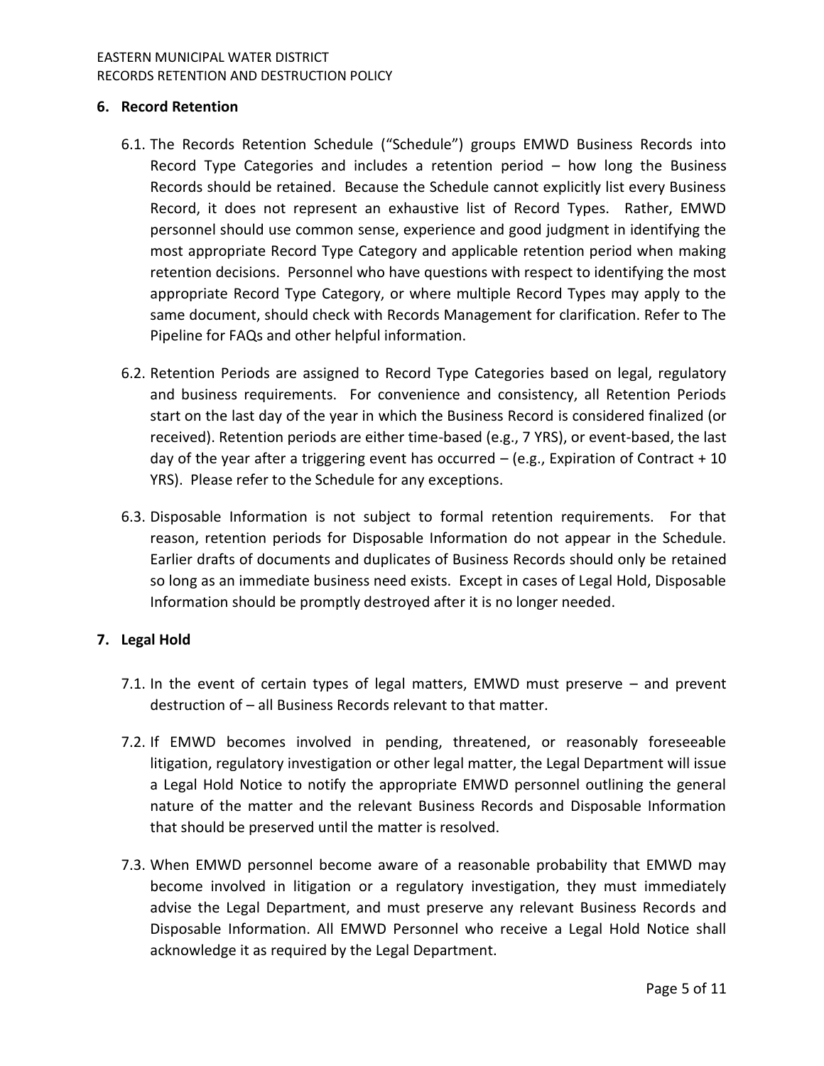## 6. Record Retention

6.1. The Records Retention Schedule ("Schedule") groups EMWD Business Records into Record Type Categories and includes a retention period – how long the Business Records should be retained. Because the Schedule cannot explicitly list every Business Record, it does not represent an exhaustive list of Record Types. Rather, EMWD personnel should use common sense, experience and good judgment in identifying the most appropriate Record Type Category and applicable retention period when making retention decisions. Personnel who have questions with respect to identifying the most appropriate Record Type Category, or where multiple Record Types may apply to the same document, should check with Records Management for clarification. Refer to The Pipeline for FAQs and other helpful information.

6.2. Retention Periods are assigned to Record Type Categories based on legal, regulatory and business requirements. For convenience and consistency, all Retention Periods start on the last day of the year in which the Business Record is considered finalized (or received). Retention periods are either time-based (e.g., 7 YRS), or event-based, the last day of the year after a triggering event has occurred – (e.g., Expiration of Contract + 10 YRS). Please refer to the Schedule for any exceptions.

6.3. Disposable Information is not subject to formal retention requirements. For that reason, retention periods for Disposable Information do not appear in the Schedule. Earlier drafts of documents and duplicates of Business Records should only be retained so long as an immediate business need exists. Except in cases of Legal Hold, Disposable Information should be promptly destroyed after it is no longer needed.

## 7. Legal Hold

7.1. In the event of certain types of legal matters, EMWD must preserve – and prevent destruction of – all Business Records relevant to that matter.

7.2. If EMWD becomes involved in pending, threatened, or reasonably foreseeable litigation, regulatory investigation or other legal matter, the Legal Department will issue a Legal Hold Notice to notify the appropriate EMWD personnel outlining the general nature of the matter and the relevant Business Records and Disposable Information that should be preserved until the matter is resolved.

7.3. When EMWD personnel become aware of a reasonable probability that EMWD may become involved in litigation or a regulatory investigation, they must immediately advise the Legal Department, and must preserve any relevant Business Records and Disposable Information. All EMWD Personnel who receive a Legal Hold Notice shall acknowledge it as required by the Legal Department.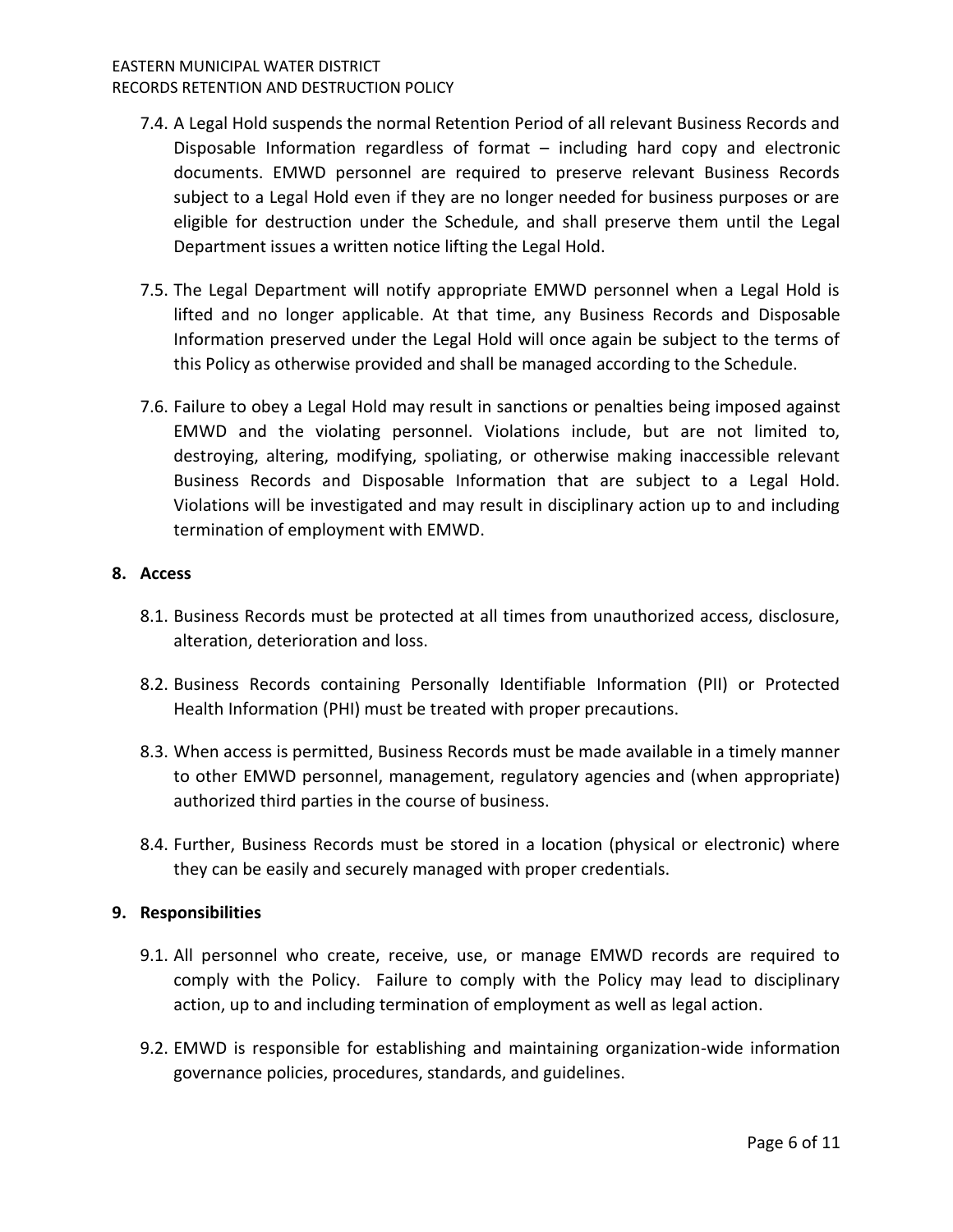7.4. A Legal Hold suspends the normal Retention Period of all relevant Business Records and Disposable Information regardless of format – including hard copy and electronic documents. EMWD personnel are required to preserve relevant Business Records subject to a Legal Hold even if they are no longer needed for business purposes or are eligible for destruction under the Schedule, and shall preserve them until the Legal Department issues a written notice lifting the Legal Hold.

7.5. The Legal Department will notify appropriate EMWD personnel when a Legal Hold is lifted and no longer applicable. At that time, any Business Records and Disposable Information preserved under the Legal Hold will once again be subject to the terms of this Policy as otherwise provided and shall be managed according to the Schedule.

7.6. Failure to obey a Legal Hold may result in sanctions or penalties being imposed against EMWD and the violating personnel. Violations include, but are not limited to, destroying, altering, modifying, spoliating, or otherwise making inaccessible relevant Business Records and Disposable Information that are subject to a Legal Hold. Violations will be investigated and may result in disciplinary action up to and including termination of employment with EMWD.

## 8. Access

8.1. Business Records must be protected at all times from unauthorized access, disclosure, alteration, deterioration and loss.

8.2. Business Records containing Personally Identifiable Information (PII) or Protected Health Information (PHI) must be treated with proper precautions.

8.3. When access is permitted, Business Records must be made available in a timely manner to other EMWD personnel, management, regulatory agencies and (when appropriate) authorized third parties in the course of business.

8.4. Further, Business Records must be stored in a location (physical or electronic) where they can be easily and securely managed with proper credentials.

## 9. Responsibilities

9.1. All personnel who create, receive, use, or manage EMWD records are required to comply with the Policy. Failure to comply with the Policy may lead to disciplinary action, up to and including termination of employment as well as legal action.

9.2. EMWD is responsible for establishing and maintaining organization-wide information governance policies, procedures, standards, and guidelines.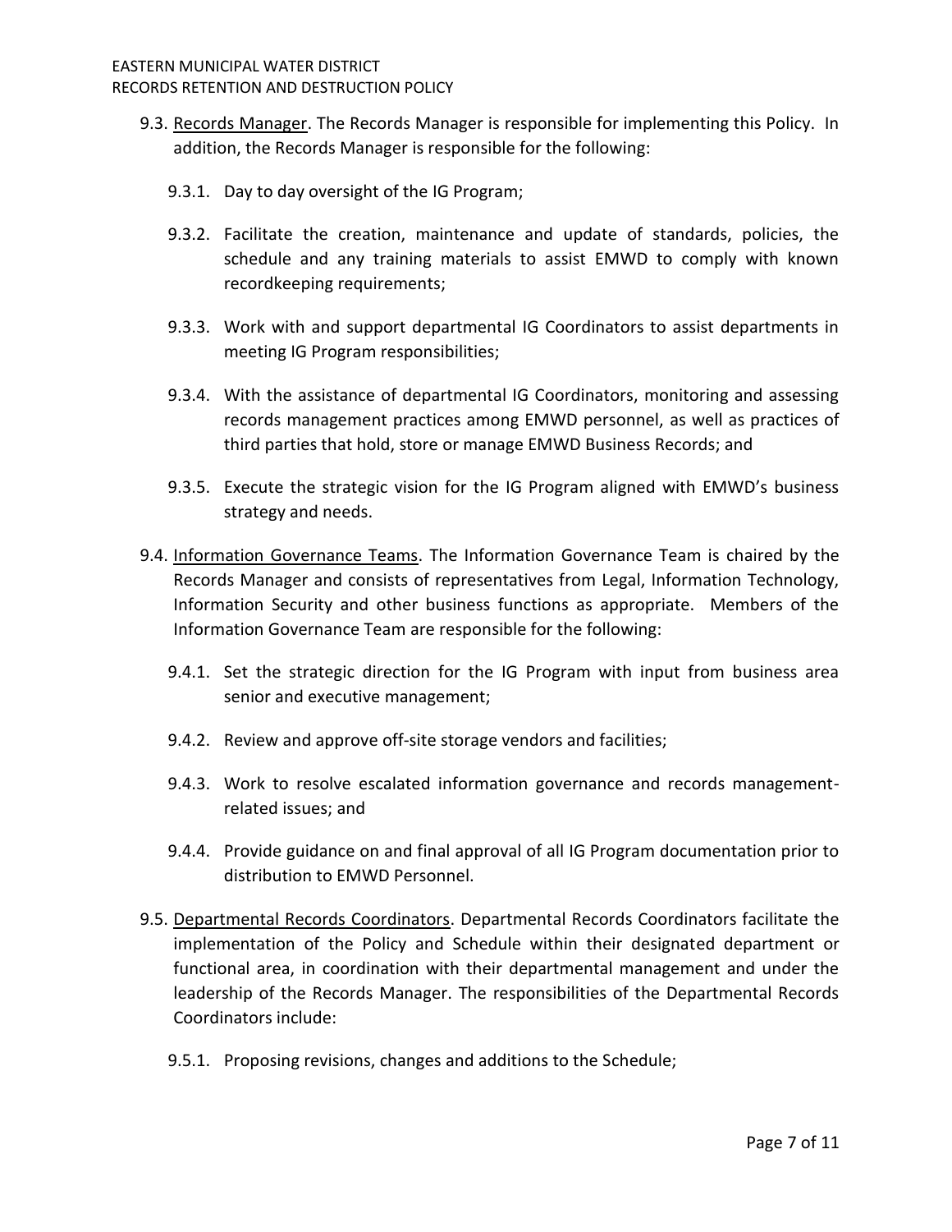9.3. <u>Records Manager</u>. The Records Manager is responsible for implementing this Policy. In addition, the Records Manager is responsible for the following:

9.3.1. Day to day oversight of the IG Program;

9.3.2. Facilitate the creation, maintenance and update of standards, policies, the schedule and any training materials to assist EMWD to comply with known recordkeeping requirements;

9.3.3. Work with and support departmental IG Coordinators to assist departments in meeting IG Program responsibilities;

9.3.4. With the assistance of departmental IG Coordinators, monitoring and assessing records management practices among EMWD personnel, as well as practices of third parties that hold, store or manage EMWD Business Records; and

9.3.5. Execute the strategic vision for the IG Program aligned with EMWD's business strategy and needs.

9.4. <u>Information Governance Teams</u>. The Information Governance Team is chaired by the Records Manager and consists of representatives from Legal, Information Technology, Information Security and other business functions as appropriate. Members of the Information Governance Team are responsible for the following:

9.4.1. Set the strategic direction for the IG Program with input from business area senior and executive management;

9.4.2. Review and approve off-site storage vendors and facilities;

9.4.3. Work to resolve escalated information governance and records management-related issues; and

9.4.4. Provide guidance on and final approval of all IG Program documentation prior to distribution to EMWD Personnel.

9.5. <u>Departmental Records Coordinators</u>. Departmental Records Coordinators facilitate the implementation of the Policy and Schedule within their designated department or functional area, in coordination with their departmental management and under the leadership of the Records Manager. The responsibilities of the Departmental Records Coordinators include:

9.5.1. Proposing revisions, changes and additions to the Schedule;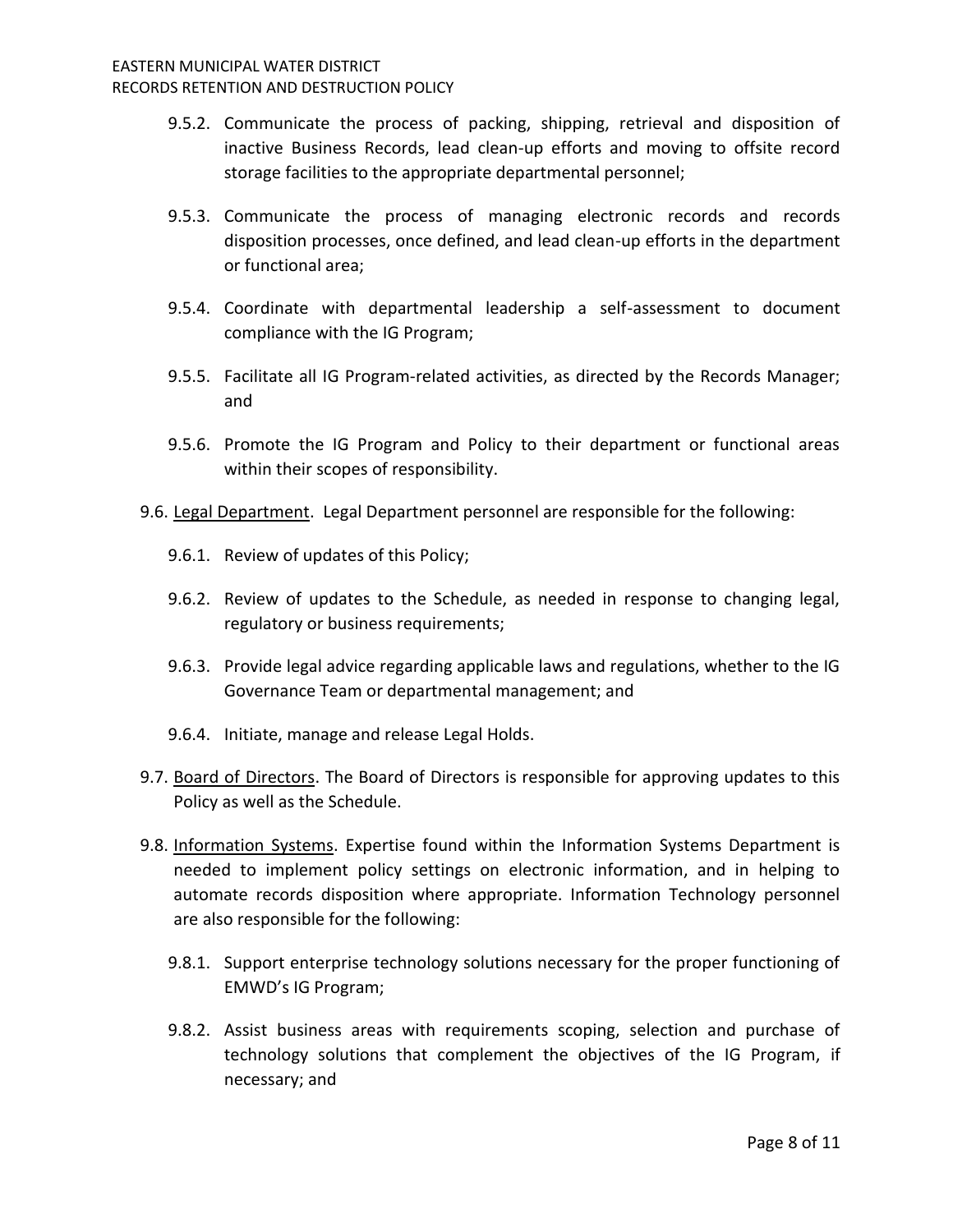9.5.2. Communicate the process of packing, shipping, retrieval and disposition of inactive Business Records, lead clean-up efforts and moving to offsite record storage facilities to the appropriate departmental personnel;

9.5.3. Communicate the process of managing electronic records and records disposition processes, once defined, and lead clean-up efforts in the department or functional area;

9.5.4. Coordinate with departmental leadership a self-assessment to document compliance with the IG Program;

9.5.5. Facilitate all IG Program-related activities, as directed by the Records Manager; and

9.5.6. Promote the IG Program and Policy to their department or functional areas within their scopes of responsibility.

9.6. <u>Legal Department</u>. Legal Department personnel are responsible for the following:

9.6.1. Review of updates of this Policy;

9.6.2. Review of updates to the Schedule, as needed in response to changing legal, regulatory or business requirements;

9.6.3. Provide legal advice regarding applicable laws and regulations, whether to the IG Governance Team or departmental management; and

9.6.4. Initiate, manage and release Legal Holds.

9.7. <u>Board of Directors</u>. The Board of Directors is responsible for approving updates to this Policy as well as the Schedule.

9.8. <u>Information Systems</u>. Expertise found within the Information Systems Department is needed to implement policy settings on electronic information, and in helping to automate records disposition where appropriate. Information Technology personnel are also responsible for the following:

9.8.1. Support enterprise technology solutions necessary for the proper functioning of EMWD's IG Program;

9.8.2. Assist business areas with requirements scoping, selection and purchase of technology solutions that complement the objectives of the IG Program, if necessary; and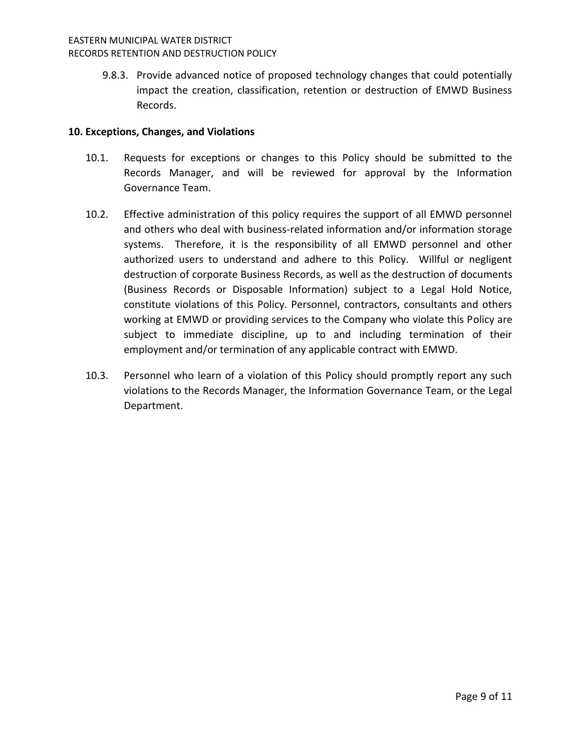9.8.3. Provide advanced notice of proposed technology changes that could potentially impact the creation, classification, retention or destruction of EMWD Business Records.

## 10. Exceptions, Changes, and Violations

10.1. Requests for exceptions or changes to this Policy should be submitted to the Records Manager, and will be reviewed for approval by the Information Governance Team.

10.2. Effective administration of this policy requires the support of all EMWD personnel and others who deal with business-related information and/or information storage systems. Therefore, it is the responsibility of all EMWD personnel and other authorized users to understand and adhere to this Policy. Willful or negligent destruction of corporate Business Records, as well as the destruction of documents (Business Records or Disposable Information) subject to a Legal Hold Notice, constitute violations of this Policy. Personnel, contractors, consultants and others working at EMWD or providing services to the Company who violate this Policy are subject to immediate discipline, up to and including termination of their employment and/or termination of any applicable contract with EMWD.

10.3. Personnel who learn of a violation of this Policy should promptly report any such violations to the Records Manager, the Information Governance Team, or the Legal Department.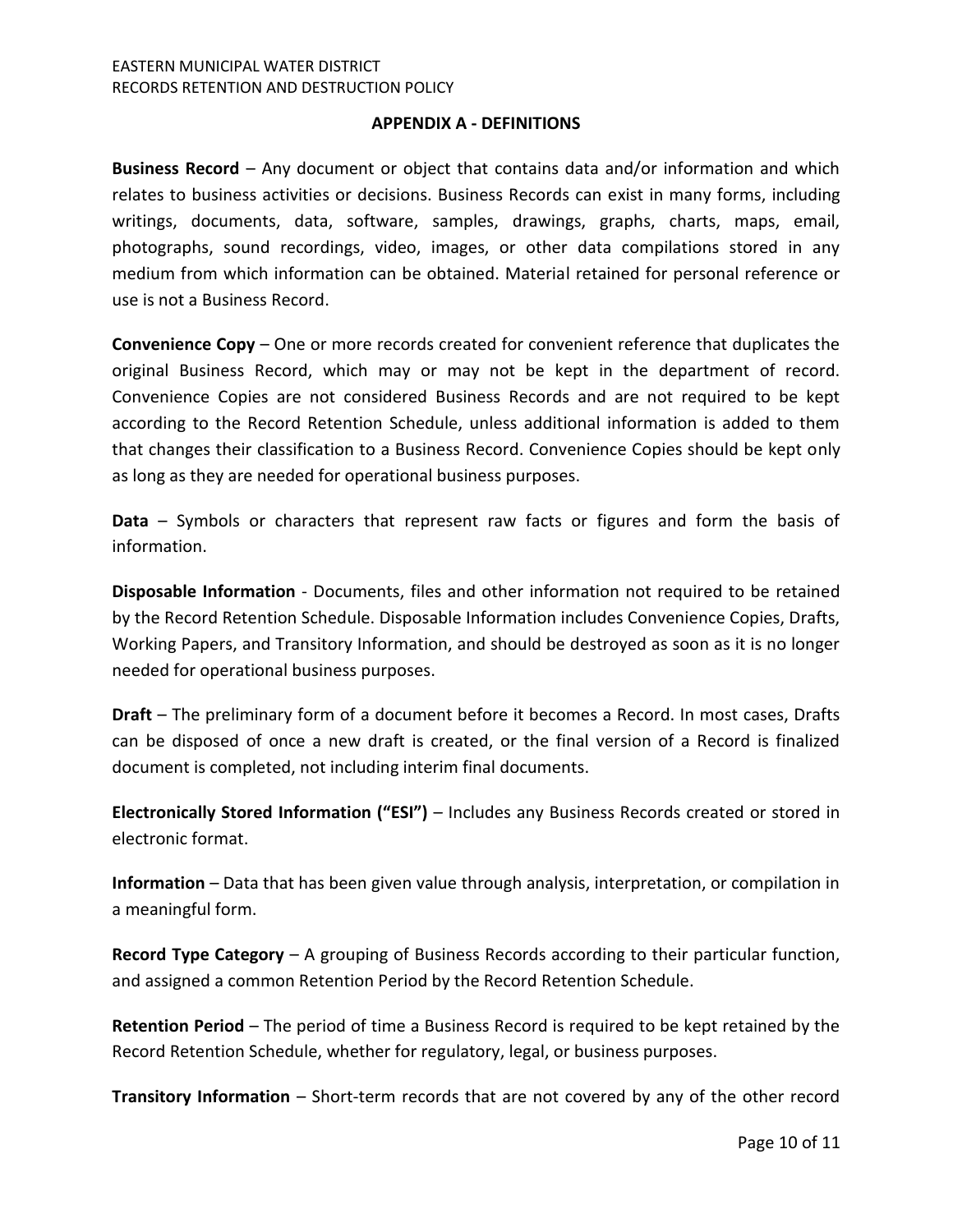## APPENDIX A - DEFINITIONS

**Business Record** – Any document or object that contains data and/or information and which relates to business activities or decisions. Business Records can exist in many forms, including writings, documents, data, software, samples, drawings, graphs, charts, maps, email, photographs, sound recordings, video, images, or other data compilations stored in any medium from which information can be obtained. Material retained for personal reference or use is not a Business Record.

**Convenience Copy** – One or more records created for convenient reference that duplicates the original Business Record, which may or may not be kept in the department of record. Convenience Copies are not considered Business Records and are not required to be kept according to the Record Retention Schedule, unless additional information is added to them that changes their classification to a Business Record. Convenience Copies should be kept only as long as they are needed for operational business purposes.

**Data** – Symbols or characters that represent raw facts or figures and form the basis of information.

**Disposable Information** - Documents, files and other information not required to be retained by the Record Retention Schedule. Disposable Information includes Convenience Copies, Drafts, Working Papers, and Transitory Information, and should be destroyed as soon as it is no longer needed for operational business purposes.

**Draft** – The preliminary form of a document before it becomes a Record. In most cases, Drafts can be disposed of once a new draft is created, or the final version of a Record is finalized document is completed, not including interim final documents.

**Electronically Stored Information ("ESI")** – Includes any Business Records created or stored in electronic format.

**Information** – Data that has been given value through analysis, interpretation, or compilation in a meaningful form.

**Record Type Category** – A grouping of Business Records according to their particular function, and assigned a common Retention Period by the Record Retention Schedule.

**Retention Period** – The period of time a Business Record is required to be kept retained by the Record Retention Schedule, whether for regulatory, legal, or business purposes.

**Transitory Information** – Short-term records that are not covered by any of the other record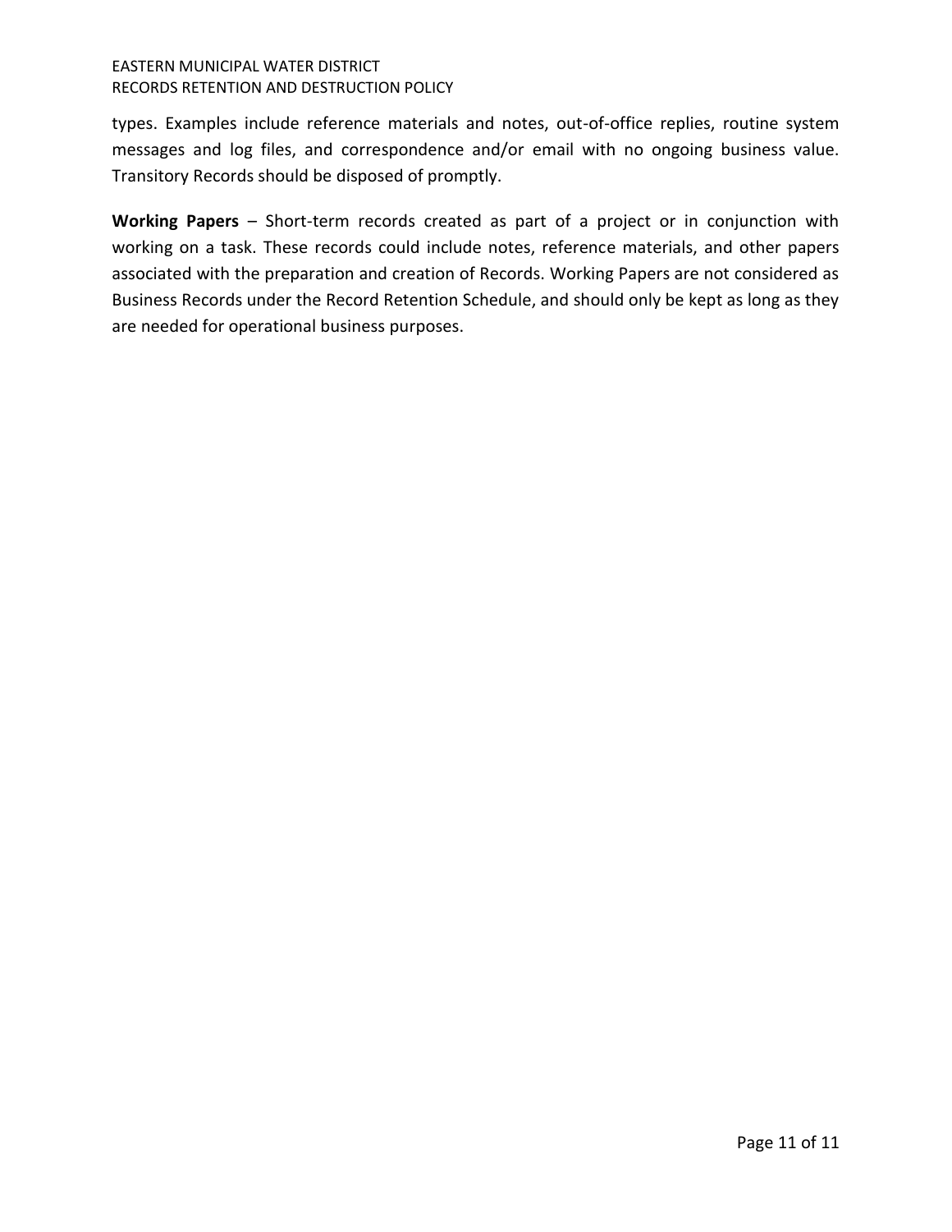types. Examples include reference materials and notes, out-of-office replies, routine system messages and log files, and correspondence and/or email with no ongoing business value. Transitory Records should be disposed of promptly.

**Working Papers** – Short-term records created as part of a project or in conjunction with working on a task. These records could include notes, reference materials, and other papers associated with the preparation and creation of Records. Working Papers are not considered as Business Records under the Record Retention Schedule, and should only be kept as long as they are needed for operational business purposes.